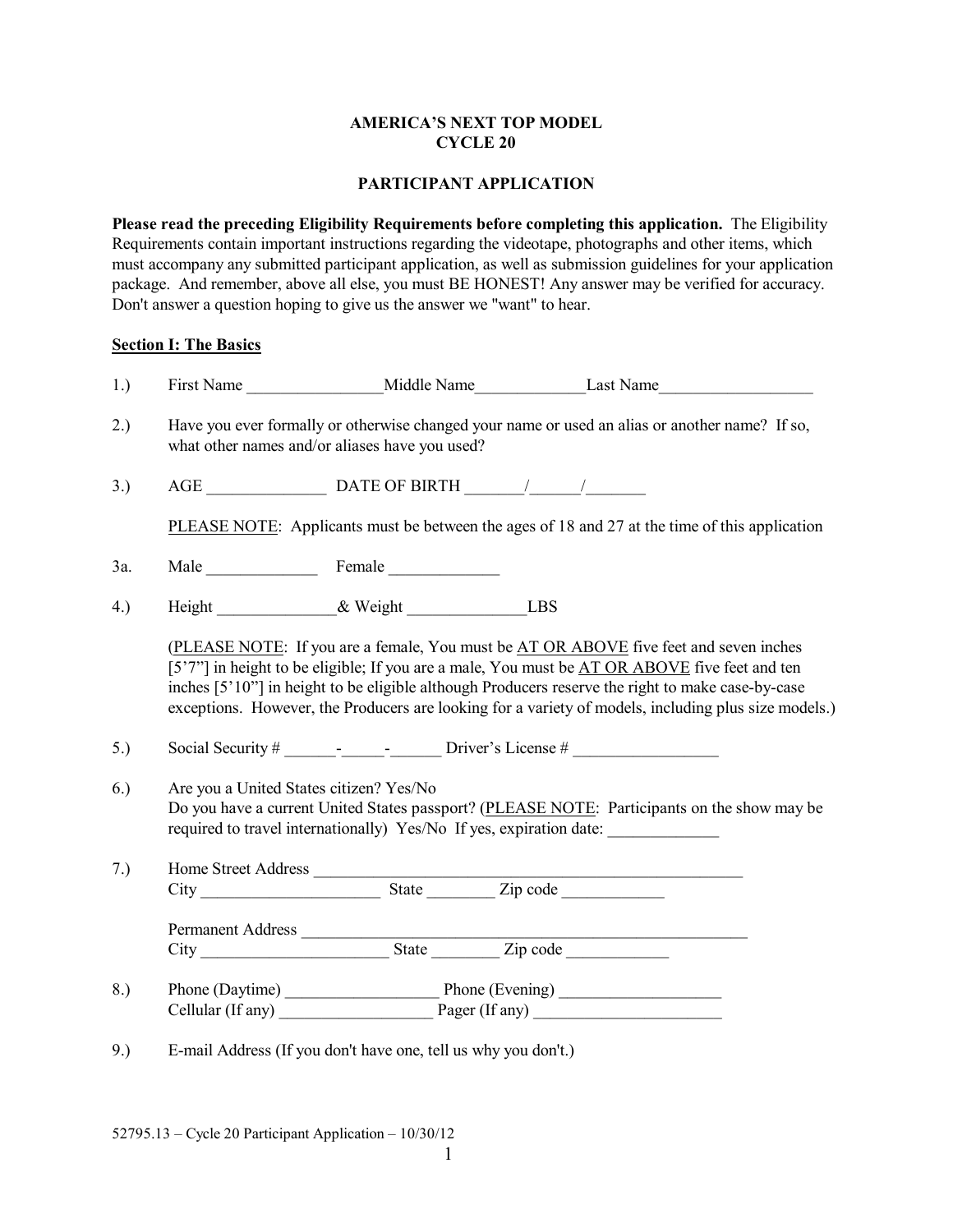**AMERICA'S NEXT TOP MODEL**
**CYCLE 20**

**PARTICIPANT APPLICATION**

**Please read the preceding Eligibility Requirements before completing this application.** The Eligibility Requirements contain important instructions regarding the videotape, photographs and other items, which must accompany any submitted participant application, as well as submission guidelines for your application package. And remember, above all else, you must BE HONEST! Any answer may be verified for accuracy. Don't answer a question hoping to give us the answer we "want" to hear.

**Section I: The Basics**

1.) First Name ________________Middle Name_____________Last Name__________________

2.) Have you ever formally or otherwise changed your name or used an alias or another name? If so, what other names and/or aliases have you used?

3.) AGE ______________ DATE OF BIRTH _______/______/_______

PLEASE NOTE: Applicants must be between the ages of 18 and 27 at the time of this application

3a. Male _____________ Female _____________

4.) Height ______________& Weight ______________LBS

(PLEASE NOTE: If you are a female, You must be AT OR ABOVE five feet and seven inches [5'7"] in height to be eligible; If you are a male, You must be AT OR ABOVE five feet and ten inches [5'10"] in height to be eligible although Producers reserve the right to make case-by-case exceptions. However, the Producers are looking for a variety of models, including plus size models.)

5.) Social Security # ______-_____-______ Driver's License # _________________

6.) Are you a United States citizen? Yes/No
Do you have a current United States passport? (PLEASE NOTE: Participants on the show may be required to travel internationally) Yes/No If yes, expiration date: _____________

7.) Home Street Address _____________________________________________________
City _____________________ State ________ Zip code ____________

Permanent Address ______________________________________________________
City ______________________ State ________ Zip code ____________

8.) Phone (Daytime) __________________ Phone (Evening) ___________________
Cellular (If any) __________________ Pager (If any) ______________________

9.) E-mail Address (If you don't have one, tell us why you don't.)

52795.13 – Cycle 20 Participant Application – 10/30/12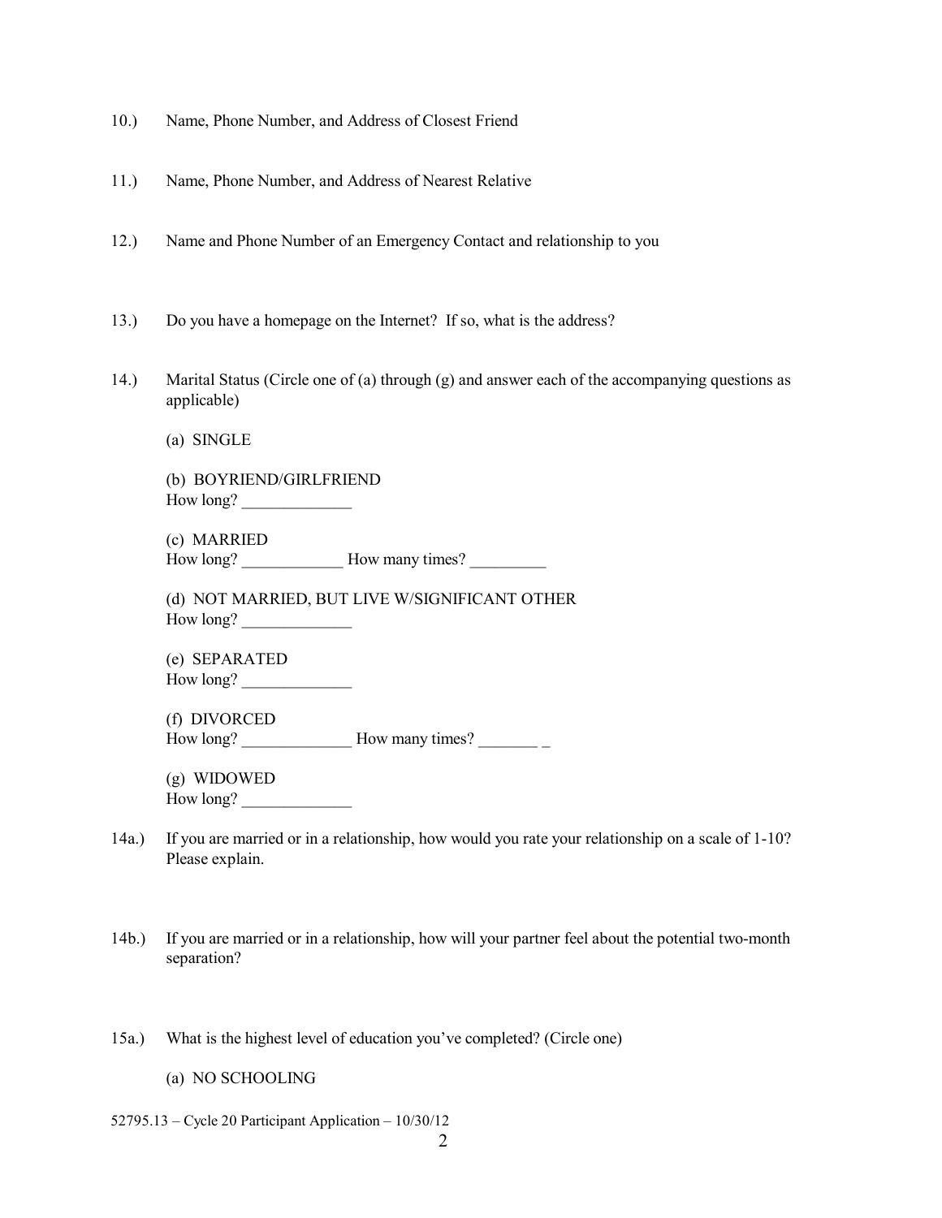10.) Name, Phone Number, and Address of Closest Friend

11.) Name, Phone Number, and Address of Nearest Relative

12.) Name and Phone Number of an Emergency Contact and relationship to you

13.) Do you have a homepage on the Internet? If so, what is the address?

14.) Marital Status (Circle one of (a) through (g) and answer each of the accompanying questions as applicable)

(a) SINGLE

(b) BOYRIEND/GIRLFRIEND
How long? _____________

(c) MARRIED
How long? ____________ How many times? _________

(d) NOT MARRIED, BUT LIVE W/SIGNIFICANT OTHER
How long? _____________

(e) SEPARATED
How long? _____________

(f) DIVORCED
How long? _____________ How many times? _______ _

(g) WIDOWED
How long? _____________

14a.) If you are married or in a relationship, how would you rate your relationship on a scale of 1-10? Please explain.

14b.) If you are married or in a relationship, how will your partner feel about the potential two-month separation?

15a.) What is the highest level of education you've completed? (Circle one)

(a) NO SCHOOLING

52795.13 – Cycle 20 Participant Application – 10/30/12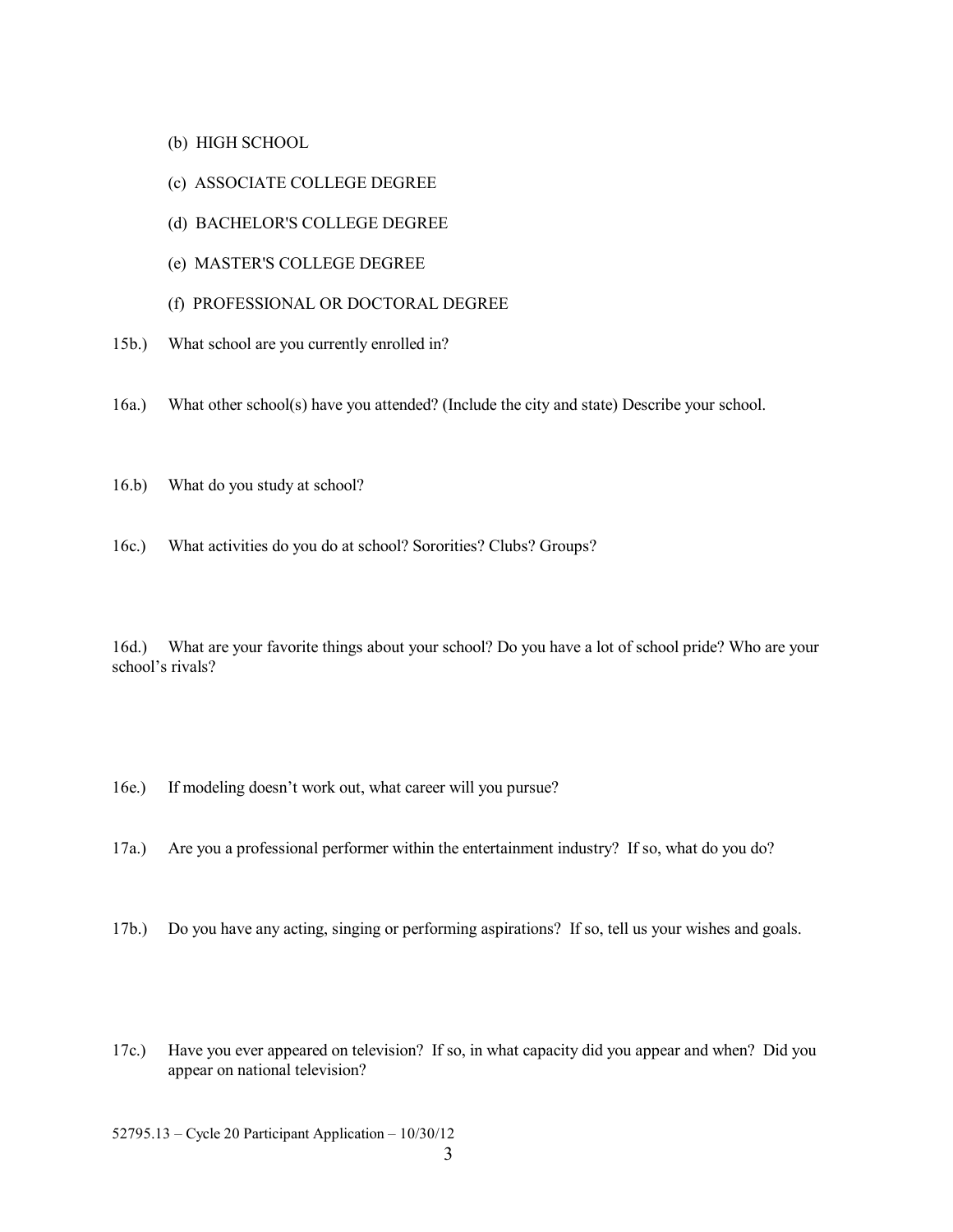(b) HIGH SCHOOL

(c) ASSOCIATE COLLEGE DEGREE

(d) BACHELOR'S COLLEGE DEGREE

(e) MASTER'S COLLEGE DEGREE

(f) PROFESSIONAL OR DOCTORAL DEGREE

15b.) What school are you currently enrolled in?

16a.) What other school(s) have you attended? (Include the city and state) Describe your school.

16.b) What do you study at school?

16c.) What activities do you do at school? Sororities? Clubs? Groups?

16d.) What are your favorite things about your school? Do you have a lot of school pride? Who are your school's rivals?

16e.) If modeling doesn't work out, what career will you pursue?

17a.) Are you a professional performer within the entertainment industry? If so, what do you do?

17b.) Do you have any acting, singing or performing aspirations? If so, tell us your wishes and goals.

17c.) Have you ever appeared on television? If so, in what capacity did you appear and when? Did you appear on national television?

52795.13 – Cycle 20 Participant Application – 10/30/12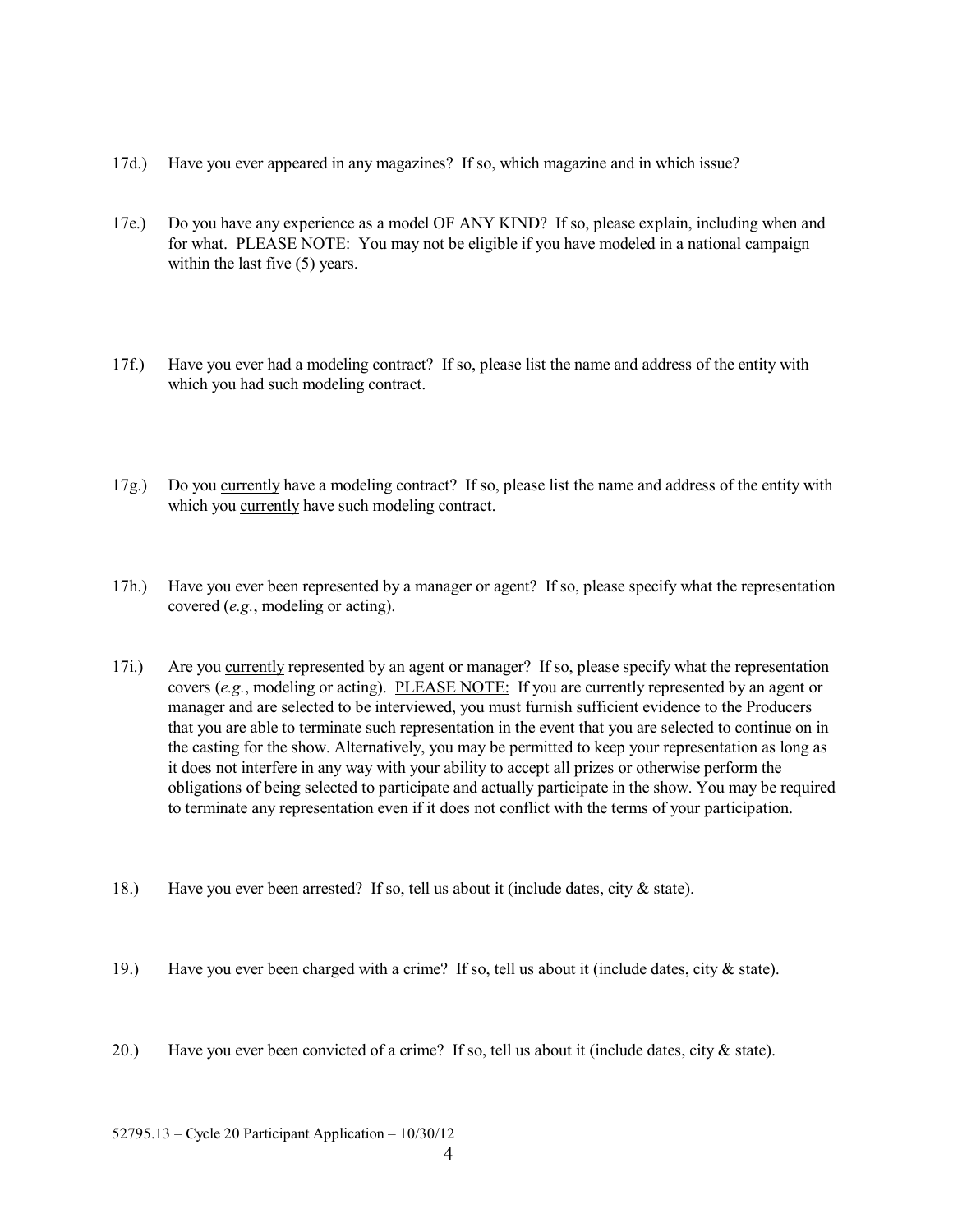17d.) Have you ever appeared in any magazines? If so, which magazine and in which issue?

17e.) Do you have any experience as a model OF ANY KIND? If so, please explain, including when and for what. PLEASE NOTE: You may not be eligible if you have modeled in a national campaign within the last five (5) years.

17f.) Have you ever had a modeling contract? If so, please list the name and address of the entity with which you had such modeling contract.

17g.) Do you currently have a modeling contract? If so, please list the name and address of the entity with which you currently have such modeling contract.

17h.) Have you ever been represented by a manager or agent? If so, please specify what the representation covered (*e.g.*, modeling or acting).

17i.) Are you currently represented by an agent or manager? If so, please specify what the representation covers (*e.g.*, modeling or acting). PLEASE NOTE: If you are currently represented by an agent or manager and are selected to be interviewed, you must furnish sufficient evidence to the Producers that you are able to terminate such representation in the event that you are selected to continue on in the casting for the show. Alternatively, you may be permitted to keep your representation as long as it does not interfere in any way with your ability to accept all prizes or otherwise perform the obligations of being selected to participate and actually participate in the show. You may be required to terminate any representation even if it does not conflict with the terms of your participation.

18.) Have you ever been arrested? If so, tell us about it (include dates, city & state).

19.) Have you ever been charged with a crime? If so, tell us about it (include dates, city & state).

20.) Have you ever been convicted of a crime? If so, tell us about it (include dates, city & state).

52795.13 – Cycle 20 Participant Application – 10/30/12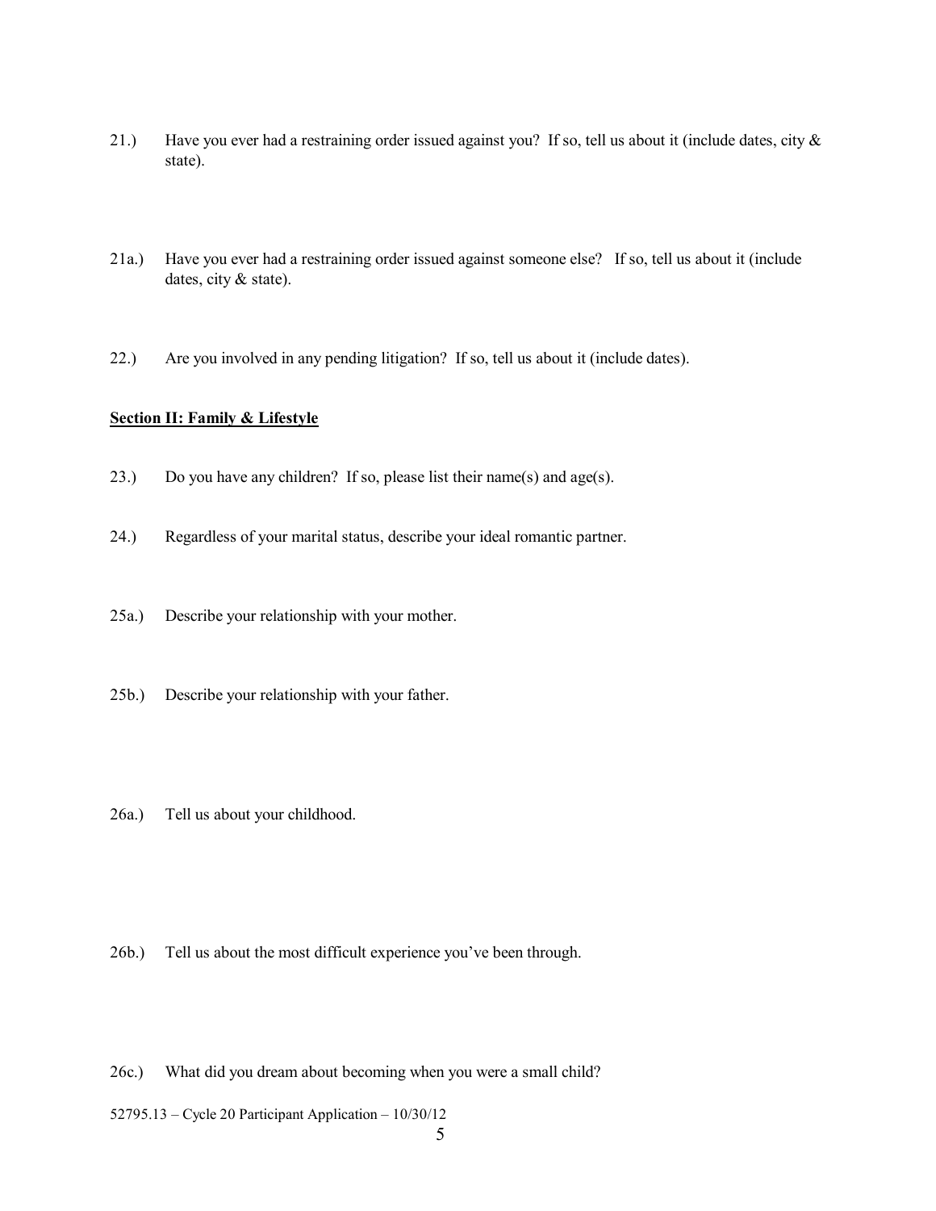21.) Have you ever had a restraining order issued against you? If so, tell us about it (include dates, city & state).

21a.) Have you ever had a restraining order issued against someone else? If so, tell us about it (include dates, city & state).

22.) Are you involved in any pending litigation? If so, tell us about it (include dates).

**Section II: Family & Lifestyle**

23.) Do you have any children? If so, please list their name(s) and age(s).

24.) Regardless of your marital status, describe your ideal romantic partner.

25a.) Describe your relationship with your mother.

25b.) Describe your relationship with your father.

26a.) Tell us about your childhood.

26b.) Tell us about the most difficult experience you've been through.

26c.) What did you dream about becoming when you were a small child?

52795.13 – Cycle 20 Participant Application – 10/30/12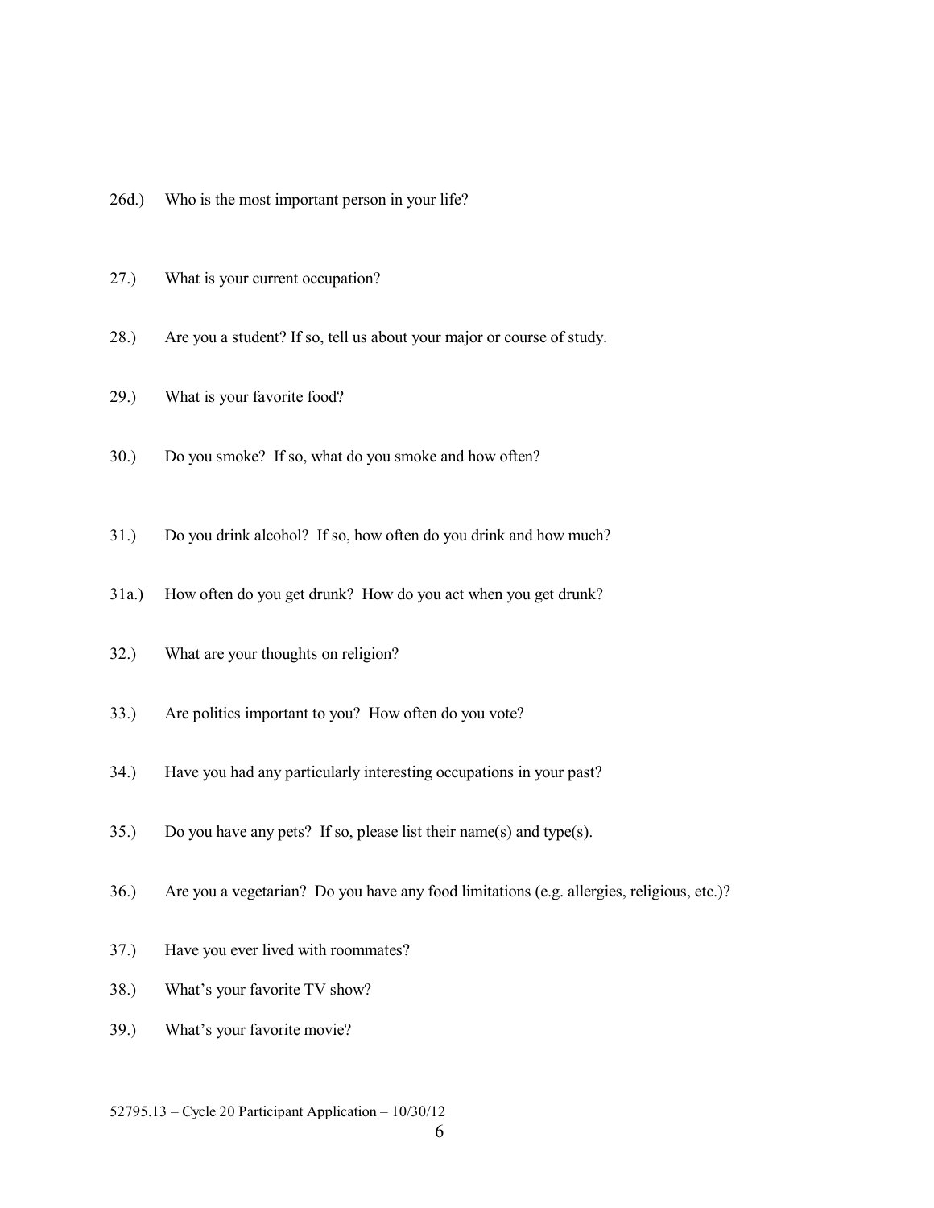26d.) Who is the most important person in your life?

27.) What is your current occupation?

28.) Are you a student? If so, tell us about your major or course of study.

29.) What is your favorite food?

30.) Do you smoke? If so, what do you smoke and how often?

31.) Do you drink alcohol? If so, how often do you drink and how much?

31a.) How often do you get drunk? How do you act when you get drunk?

32.) What are your thoughts on religion?

33.) Are politics important to you? How often do you vote?

34.) Have you had any particularly interesting occupations in your past?

35.) Do you have any pets? If so, please list their name(s) and type(s).

36.) Are you a vegetarian? Do you have any food limitations (e.g. allergies, religious, etc.)?

37.) Have you ever lived with roommates?

38.) What's your favorite TV show?

39.) What's your favorite movie?

52795.13 – Cycle 20 Participant Application – 10/30/12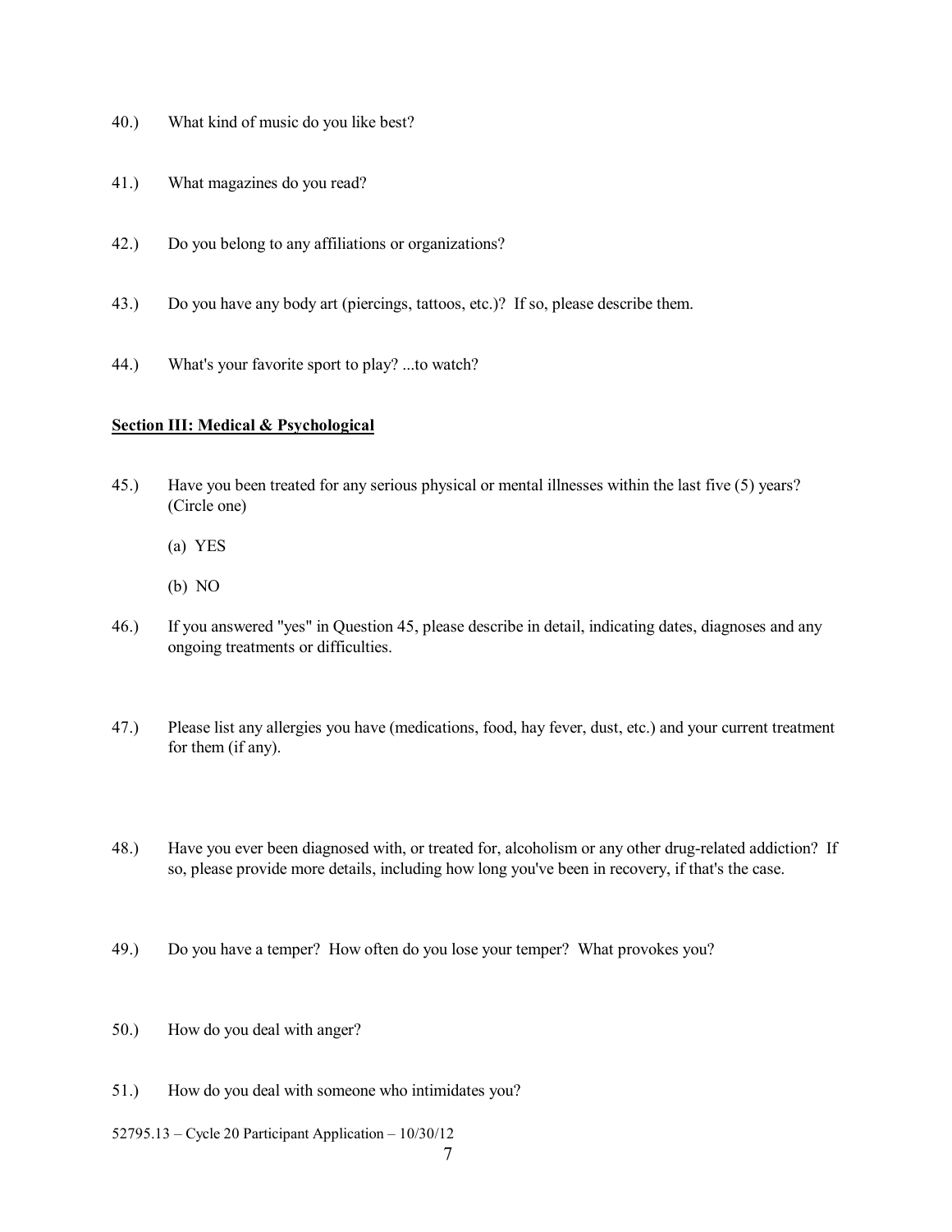40.) What kind of music do you like best?

41.) What magazines do you read?

42.) Do you belong to any affiliations or organizations?

43.) Do you have any body art (piercings, tattoos, etc.)? If so, please describe them.

44.) What's your favorite sport to play? ...to watch?

## Section III: Medical & Psychological

45.) Have you been treated for any serious physical or mental illnesses within the last five (5) years? (Circle one)

(a) YES

(b) NO

46.) If you answered "yes" in Question 45, please describe in detail, indicating dates, diagnoses and any ongoing treatments or difficulties.

47.) Please list any allergies you have (medications, food, hay fever, dust, etc.) and your current treatment for them (if any).

48.) Have you ever been diagnosed with, or treated for, alcoholism or any other drug-related addiction? If so, please provide more details, including how long you've been in recovery, if that's the case.

49.) Do you have a temper? How often do you lose your temper? What provokes you?

50.) How do you deal with anger?

51.) How do you deal with someone who intimidates you?

52795.13 – Cycle 20 Participant Application – 10/30/12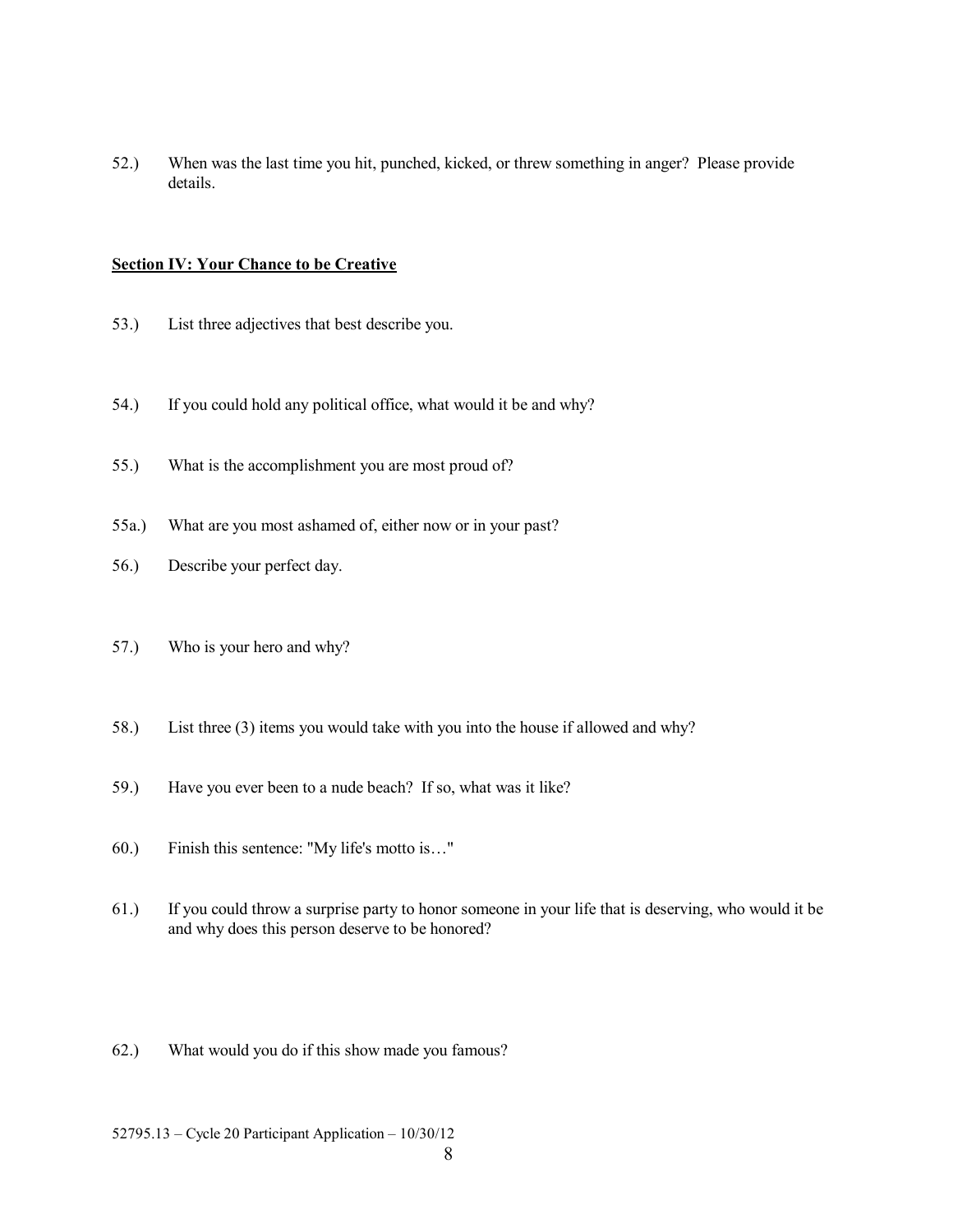52.) When was the last time you hit, punched, kicked, or threw something in anger? Please provide details.

## Section IV: Your Chance to be Creative

53.) List three adjectives that best describe you.

54.) If you could hold any political office, what would it be and why?

55.) What is the accomplishment you are most proud of?

55a.) What are you most ashamed of, either now or in your past?

56.) Describe your perfect day.

57.) Who is your hero and why?

58.) List three (3) items you would take with you into the house if allowed and why?

59.) Have you ever been to a nude beach? If so, what was it like?

60.) Finish this sentence: "My life's motto is…"

61.) If you could throw a surprise party to honor someone in your life that is deserving, who would it be and why does this person deserve to be honored?

62.) What would you do if this show made you famous?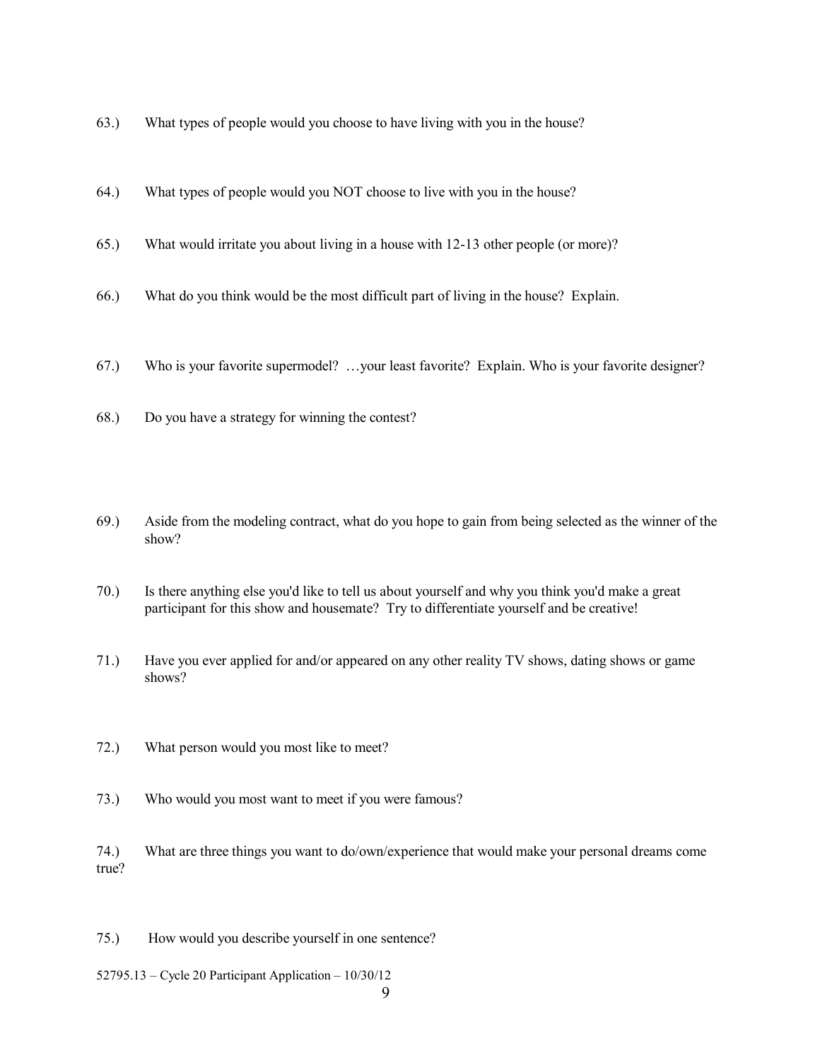63.) What types of people would you choose to have living with you in the house?

64.) What types of people would you NOT choose to live with you in the house?

65.) What would irritate you about living in a house with 12-13 other people (or more)?

66.) What do you think would be the most difficult part of living in the house? Explain.

67.) Who is your favorite supermodel? …your least favorite? Explain. Who is your favorite designer?

68.) Do you have a strategy for winning the contest?

69.) Aside from the modeling contract, what do you hope to gain from being selected as the winner of the show?

70.) Is there anything else you'd like to tell us about yourself and why you think you'd make a great participant for this show and housemate? Try to differentiate yourself and be creative!

71.) Have you ever applied for and/or appeared on any other reality TV shows, dating shows or game shows?

72.) What person would you most like to meet?

73.) Who would you most want to meet if you were famous?

74.) What are three things you want to do/own/experience that would make your personal dreams come true?

75.) How would you describe yourself in one sentence?

52795.13 – Cycle 20 Participant Application – 10/30/12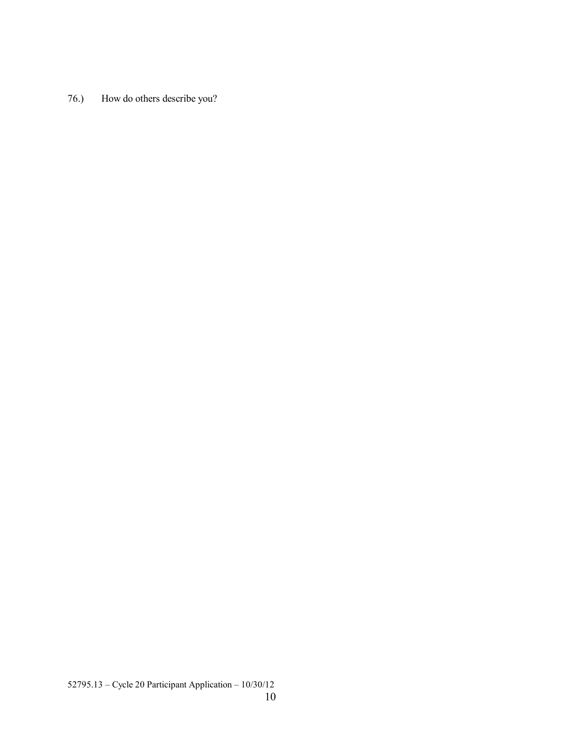76.) How do others describe you?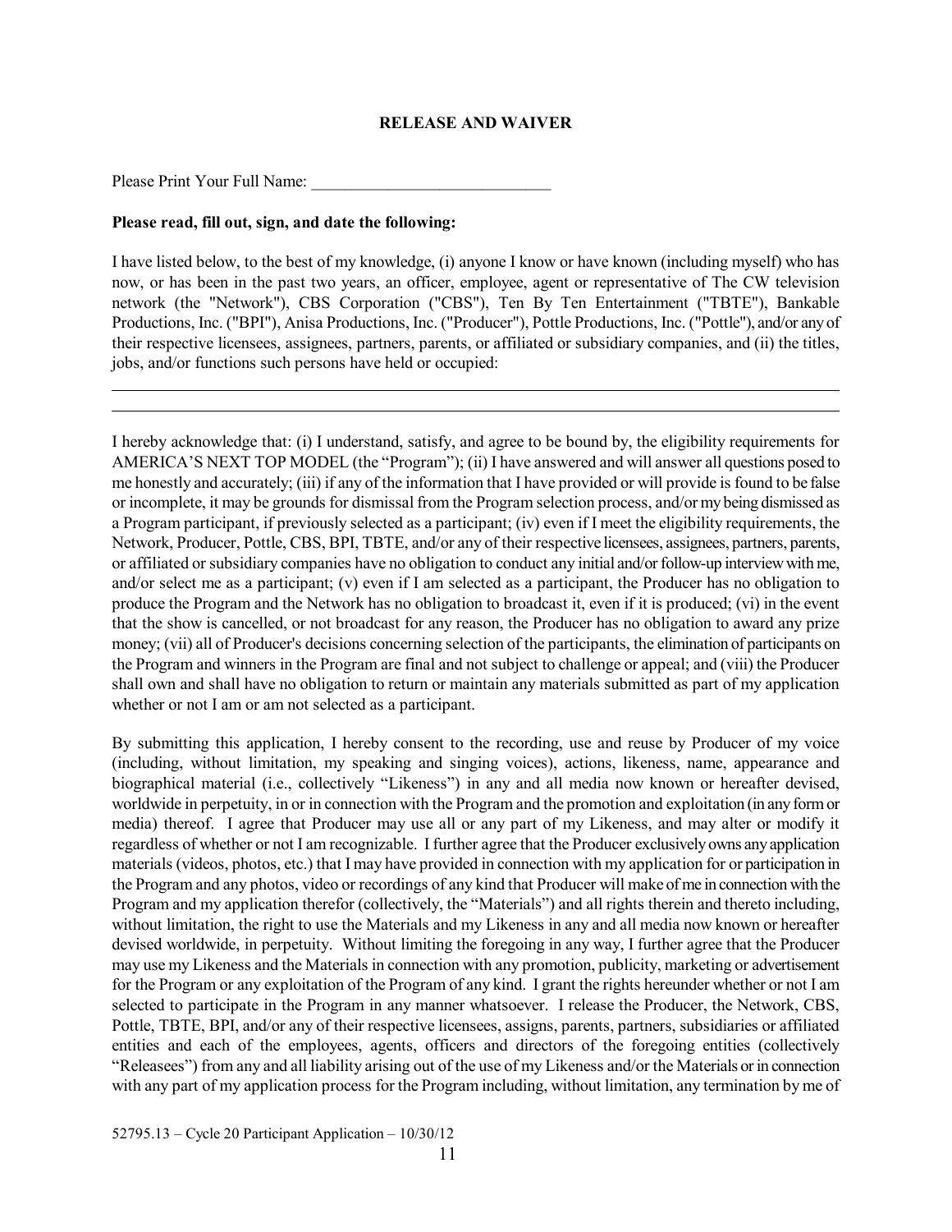## RELEASE AND WAIVER

Please Print Your Full Name: ______________________________

**Please read, fill out, sign, and date the following:**

I have listed below, to the best of my knowledge, (i) anyone I know or have known (including myself) who has now, or has been in the past two years, an officer, employee, agent or representative of The CW television network (the "Network"), CBS Corporation ("CBS"), Ten By Ten Entertainment ("TBTE"), Bankable Productions, Inc. ("BPI"), Anisa Productions, Inc. ("Producer"), Pottle Productions, Inc. ("Pottle"), and/or any of their respective licensees, assignees, partners, parents, or affiliated or subsidiary companies, and (ii) the titles, jobs, and/or functions such persons have held or occupied:

______________________________________________________________________________

______________________________________________________________________________

I hereby acknowledge that: (i) I understand, satisfy, and agree to be bound by, the eligibility requirements for AMERICA'S NEXT TOP MODEL (the "Program"); (ii) I have answered and will answer all questions posed to me honestly and accurately; (iii) if any of the information that I have provided or will provide is found to be false or incomplete, it may be grounds for dismissal from the Program selection process, and/or my being dismissed as a Program participant, if previously selected as a participant; (iv) even if I meet the eligibility requirements, the Network, Producer, Pottle, CBS, BPI, TBTE, and/or any of their respective licensees, assignees, partners, parents, or affiliated or subsidiary companies have no obligation to conduct any initial and/or follow-up interview with me, and/or select me as a participant; (v) even if I am selected as a participant, the Producer has no obligation to produce the Program and the Network has no obligation to broadcast it, even if it is produced; (vi) in the event that the show is cancelled, or not broadcast for any reason, the Producer has no obligation to award any prize money; (vii) all of Producer's decisions concerning selection of the participants, the elimination of participants on the Program and winners in the Program are final and not subject to challenge or appeal; and (viii) the Producer shall own and shall have no obligation to return or maintain any materials submitted as part of my application whether or not I am or am not selected as a participant.

By submitting this application, I hereby consent to the recording, use and reuse by Producer of my voice (including, without limitation, my speaking and singing voices), actions, likeness, name, appearance and biographical material (i.e., collectively "Likeness") in any and all media now known or hereafter devised, worldwide in perpetuity, in or in connection with the Program and the promotion and exploitation (in any form or media) thereof. I agree that Producer may use all or any part of my Likeness, and may alter or modify it regardless of whether or not I am recognizable. I further agree that the Producer exclusively owns any application materials (videos, photos, etc.) that I may have provided in connection with my application for or participation in the Program and any photos, video or recordings of any kind that Producer will make of me in connection with the Program and my application therefor (collectively, the "Materials") and all rights therein and thereto including, without limitation, the right to use the Materials and my Likeness in any and all media now known or hereafter devised worldwide, in perpetuity. Without limiting the foregoing in any way, I further agree that the Producer may use my Likeness and the Materials in connection with any promotion, publicity, marketing or advertisement for the Program or any exploitation of the Program of any kind. I grant the rights hereunder whether or not I am selected to participate in the Program in any manner whatsoever. I release the Producer, the Network, CBS, Pottle, TBTE, BPI, and/or any of their respective licensees, assigns, parents, partners, subsidiaries or affiliated entities and each of the employees, agents, officers and directors of the foregoing entities (collectively "Releasees") from any and all liability arising out of the use of my Likeness and/or the Materials or in connection with any part of my application process for the Program including, without limitation, any termination by me of

52795.13 – Cycle 20 Participant Application – 10/30/12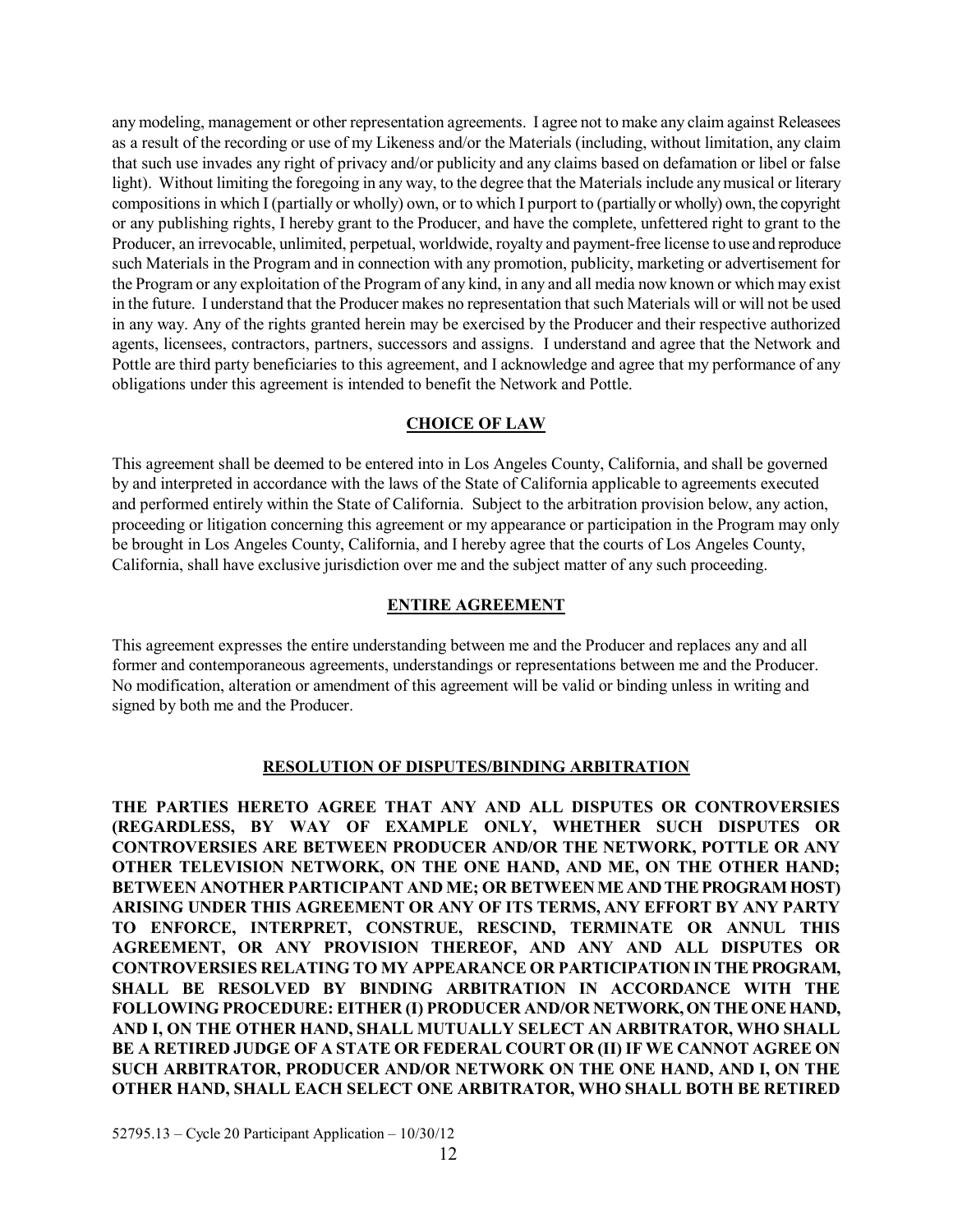any modeling, management or other representation agreements. I agree not to make any claim against Releasees as a result of the recording or use of my Likeness and/or the Materials (including, without limitation, any claim that such use invades any right of privacy and/or publicity and any claims based on defamation or libel or false light). Without limiting the foregoing in any way, to the degree that the Materials include any musical or literary compositions in which I (partially or wholly) own, or to which I purport to (partially or wholly) own, the copyright or any publishing rights, I hereby grant to the Producer, and have the complete, unfettered right to grant to the Producer, an irrevocable, unlimited, perpetual, worldwide, royalty and payment-free license to use and reproduce such Materials in the Program and in connection with any promotion, publicity, marketing or advertisement for the Program or any exploitation of the Program of any kind, in any and all media now known or which may exist in the future. I understand that the Producer makes no representation that such Materials will or will not be used in any way. Any of the rights granted herein may be exercised by the Producer and their respective authorized agents, licensees, contractors, partners, successors and assigns. I understand and agree that the Network and Pottle are third party beneficiaries to this agreement, and I acknowledge and agree that my performance of any obligations under this agreement is intended to benefit the Network and Pottle.

## CHOICE OF LAW

This agreement shall be deemed to be entered into in Los Angeles County, California, and shall be governed by and interpreted in accordance with the laws of the State of California applicable to agreements executed and performed entirely within the State of California. Subject to the arbitration provision below, any action, proceeding or litigation concerning this agreement or my appearance or participation in the Program may only be brought in Los Angeles County, California, and I hereby agree that the courts of Los Angeles County, California, shall have exclusive jurisdiction over me and the subject matter of any such proceeding.

## ENTIRE AGREEMENT

This agreement expresses the entire understanding between me and the Producer and replaces any and all former and contemporaneous agreements, understandings or representations between me and the Producer. No modification, alteration or amendment of this agreement will be valid or binding unless in writing and signed by both me and the Producer.

## RESOLUTION OF DISPUTES/BINDING ARBITRATION

**THE PARTIES HERETO AGREE THAT ANY AND ALL DISPUTES OR CONTROVERSIES (REGARDLESS, BY WAY OF EXAMPLE ONLY, WHETHER SUCH DISPUTES OR CONTROVERSIES ARE BETWEEN PRODUCER AND/OR THE NETWORK, POTTLE OR ANY OTHER TELEVISION NETWORK, ON THE ONE HAND, AND ME, ON THE OTHER HAND; BETWEEN ANOTHER PARTICIPANT AND ME; OR BETWEEN ME AND THE PROGRAM HOST) ARISING UNDER THIS AGREEMENT OR ANY OF ITS TERMS, ANY EFFORT BY ANY PARTY TO ENFORCE, INTERPRET, CONSTRUE, RESCIND, TERMINATE OR ANNUL THIS AGREEMENT, OR ANY PROVISION THEREOF, AND ANY AND ALL DISPUTES OR CONTROVERSIES RELATING TO MY APPEARANCE OR PARTICIPATION IN THE PROGRAM, SHALL BE RESOLVED BY BINDING ARBITRATION IN ACCORDANCE WITH THE FOLLOWING PROCEDURE: EITHER (I) PRODUCER AND/OR NETWORK, ON THE ONE HAND, AND I, ON THE OTHER HAND, SHALL MUTUALLY SELECT AN ARBITRATOR, WHO SHALL BE A RETIRED JUDGE OF A STATE OR FEDERAL COURT OR (II) IF WE CANNOT AGREE ON SUCH ARBITRATOR, PRODUCER AND/OR NETWORK ON THE ONE HAND, AND I, ON THE OTHER HAND, SHALL EACH SELECT ONE ARBITRATOR, WHO SHALL BOTH BE RETIRED**

52795.13 – Cycle 20 Participant Application – 10/30/12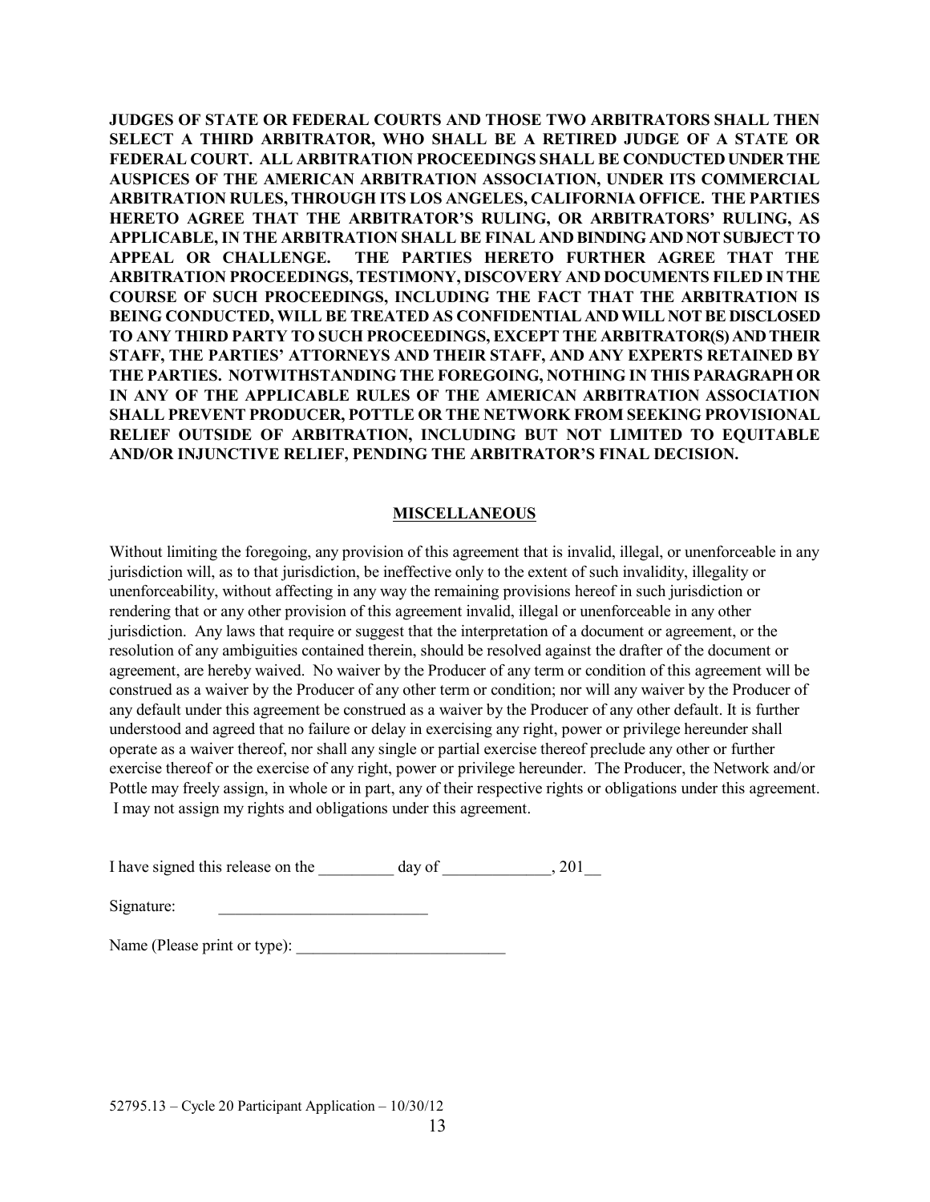**JUDGES OF STATE OR FEDERAL COURTS AND THOSE TWO ARBITRATORS SHALL THEN SELECT A THIRD ARBITRATOR, WHO SHALL BE A RETIRED JUDGE OF A STATE OR FEDERAL COURT. ALL ARBITRATION PROCEEDINGS SHALL BE CONDUCTED UNDER THE AUSPICES OF THE AMERICAN ARBITRATION ASSOCIATION, UNDER ITS COMMERCIAL ARBITRATION RULES, THROUGH ITS LOS ANGELES, CALIFORNIA OFFICE. THE PARTIES HERETO AGREE THAT THE ARBITRATOR'S RULING, OR ARBITRATORS' RULING, AS APPLICABLE, IN THE ARBITRATION SHALL BE FINAL AND BINDING AND NOT SUBJECT TO APPEAL OR CHALLENGE. THE PARTIES HERETO FURTHER AGREE THAT THE ARBITRATION PROCEEDINGS, TESTIMONY, DISCOVERY AND DOCUMENTS FILED IN THE COURSE OF SUCH PROCEEDINGS, INCLUDING THE FACT THAT THE ARBITRATION IS BEING CONDUCTED, WILL BE TREATED AS CONFIDENTIAL AND WILL NOT BE DISCLOSED TO ANY THIRD PARTY TO SUCH PROCEEDINGS, EXCEPT THE ARBITRATOR(S) AND THEIR STAFF, THE PARTIES' ATTORNEYS AND THEIR STAFF, AND ANY EXPERTS RETAINED BY THE PARTIES. NOTWITHSTANDING THE FOREGOING, NOTHING IN THIS PARAGRAPH OR IN ANY OF THE APPLICABLE RULES OF THE AMERICAN ARBITRATION ASSOCIATION SHALL PREVENT PRODUCER, POTTLE OR THE NETWORK FROM SEEKING PROVISIONAL RELIEF OUTSIDE OF ARBITRATION, INCLUDING BUT NOT LIMITED TO EQUITABLE AND/OR INJUNCTIVE RELIEF, PENDING THE ARBITRATOR'S FINAL DECISION.**

## MISCELLANEOUS

Without limiting the foregoing, any provision of this agreement that is invalid, illegal, or unenforceable in any jurisdiction will, as to that jurisdiction, be ineffective only to the extent of such invalidity, illegality or unenforceability, without affecting in any way the remaining provisions hereof in such jurisdiction or rendering that or any other provision of this agreement invalid, illegal or unenforceable in any other jurisdiction. Any laws that require or suggest that the interpretation of a document or agreement, or the resolution of any ambiguities contained therein, should be resolved against the drafter of the document or agreement, are hereby waived. No waiver by the Producer of any term or condition of this agreement will be construed as a waiver by the Producer of any other term or condition; nor will any waiver by the Producer of any default under this agreement be construed as a waiver by the Producer of any other default. It is further understood and agreed that no failure or delay in exercising any right, power or privilege hereunder shall operate as a waiver thereof, nor shall any single or partial exercise thereof preclude any other or further exercise thereof or the exercise of any right, power or privilege hereunder. The Producer, the Network and/or Pottle may freely assign, in whole or in part, any of their respective rights or obligations under this agreement. I may not assign my rights and obligations under this agreement.

I have signed this release on the _________ day of _____________, 201__

Signature: _________________________

Name (Please print or type): _________________________

52795.13 – Cycle 20 Participant Application – 10/30/12